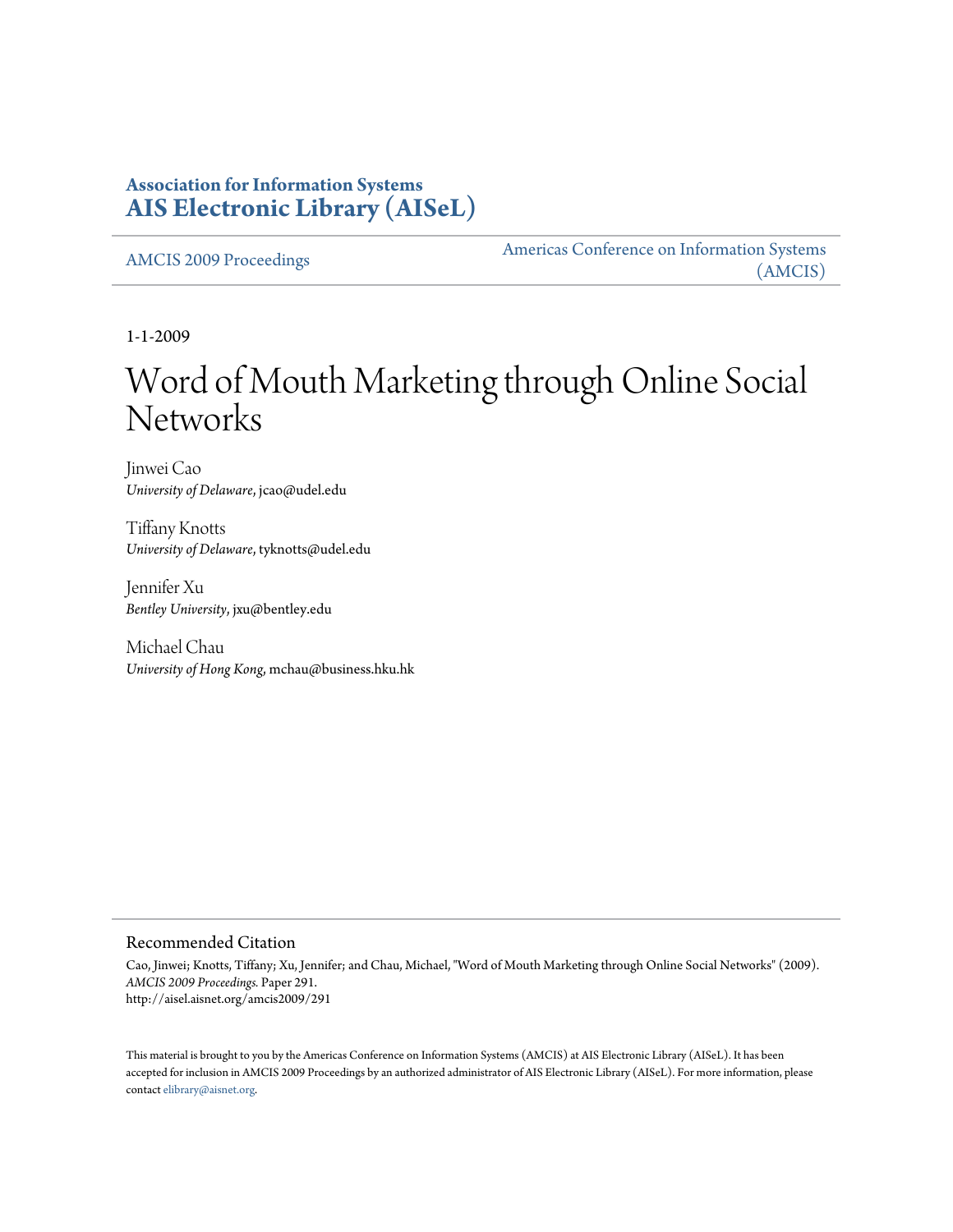**Association for Information Systems**
**AIS Electronic Library (AISeL)**

AMCIS 2009 Proceedings

Americas Conference on Information Systems (AMCIS)

1-1-2009

# Word of Mouth Marketing through Online Social Networks

Jinwei Cao
*University of Delaware*, jcao@udel.edu

Tiffany Knotts
*University of Delaware*, tyknotts@udel.edu

Jennifer Xu
*Bentley University*, jxu@bentley.edu

Michael Chau
*University of Hong Kong*, mchau@business.hku.hk

## Recommended Citation

Cao, Jinwei; Knotts, Tiffany; Xu, Jennifer; and Chau, Michael, "Word of Mouth Marketing through Online Social Networks" (2009). *AMCIS 2009 Proceedings*. Paper 291.
http://aisel.aisnet.org/amcis2009/291

This material is brought to you by the Americas Conference on Information Systems (AMCIS) at AIS Electronic Library (AISeL). It has been accepted for inclusion in AMCIS 2009 Proceedings by an authorized administrator of AIS Electronic Library (AISeL). For more information, please contact elibrary@aisnet.org.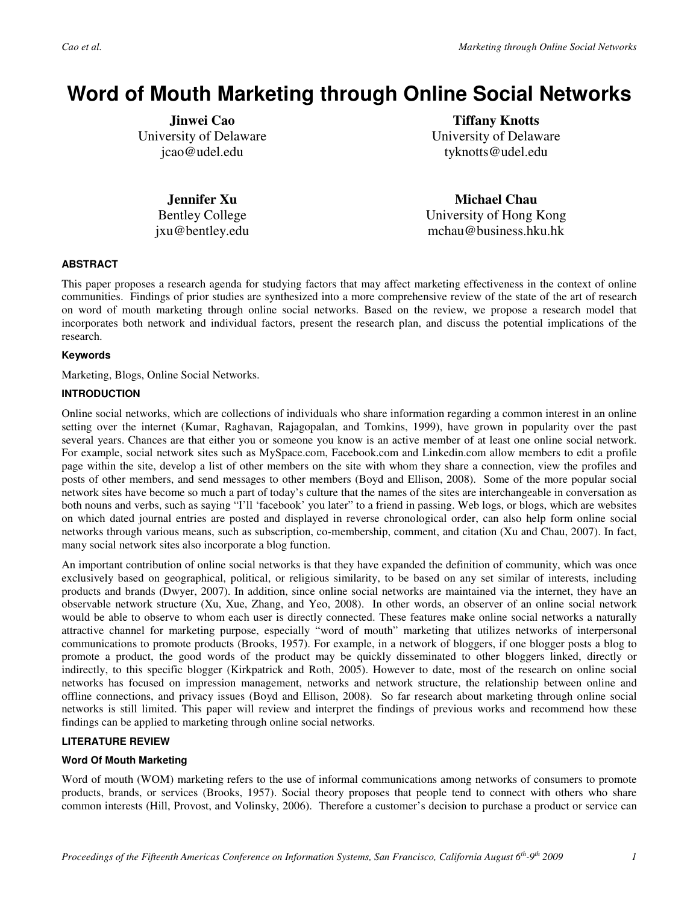# Word of Mouth Marketing through Online Social Networks

**Jinwei Cao**
University of Delaware
jcao@udel.edu

**Tiffany Knotts**
University of Delaware
tyknotts@udel.edu

**Jennifer Xu**
Bentley College
jxu@bentley.edu

**Michael Chau**
University of Hong Kong
mchau@business.hku.hk

## ABSTRACT

This paper proposes a research agenda for studying factors that may affect marketing effectiveness in the context of online communities. Findings of prior studies are synthesized into a more comprehensive review of the state of the art of research on word of mouth marketing through online social networks. Based on the review, we propose a research model that incorporates both network and individual factors, present the research plan, and discuss the potential implications of the research.

### Keywords

Marketing, Blogs, Online Social Networks.

## INTRODUCTION

Online social networks, which are collections of individuals who share information regarding a common interest in an online setting over the internet (Kumar, Raghavan, Rajagopalan, and Tomkins, 1999), have grown in popularity over the past several years. Chances are that either you or someone you know is an active member of at least one online social network. For example, social network sites such as MySpace.com, Facebook.com and Linkedin.com allow members to edit a profile page within the site, develop a list of other members on the site with whom they share a connection, view the profiles and posts of other members, and send messages to other members (Boyd and Ellison, 2008). Some of the more popular social network sites have become so much a part of today's culture that the names of the sites are interchangeable in conversation as both nouns and verbs, such as saying "I'll 'facebook' you later" to a friend in passing. Web logs, or blogs, which are websites on which dated journal entries are posted and displayed in reverse chronological order, can also help form online social networks through various means, such as subscription, co-membership, comment, and citation (Xu and Chau, 2007). In fact, many social network sites also incorporate a blog function.

An important contribution of online social networks is that they have expanded the definition of community, which was once exclusively based on geographical, political, or religious similarity, to be based on any set similar of interests, including products and brands (Dwyer, 2007). In addition, since online social networks are maintained via the internet, they have an observable network structure (Xu, Xue, Zhang, and Yeo, 2008). In other words, an observer of an online social network would be able to observe to whom each user is directly connected. These features make online social networks a naturally attractive channel for marketing purpose, especially "word of mouth" marketing that utilizes networks of interpersonal communications to promote products (Brooks, 1957). For example, in a network of bloggers, if one blogger posts a blog to promote a product, the good words of the product may be quickly disseminated to other bloggers linked, directly or indirectly, to this specific blogger (Kirkpatrick and Roth, 2005). However to date, most of the research on online social networks has focused on impression management, networks and network structure, the relationship between online and offline connections, and privacy issues (Boyd and Ellison, 2008). So far research about marketing through online social networks is still limited. This paper will review and interpret the findings of previous works and recommend how these findings can be applied to marketing through online social networks.

## LITERATURE REVIEW

### Word Of Mouth Marketing

Word of mouth (WOM) marketing refers to the use of informal communications among networks of consumers to promote products, brands, or services (Brooks, 1957). Social theory proposes that people tend to connect with others who share common interests (Hill, Provost, and Volinsky, 2006). Therefore a customer's decision to purchase a product or service can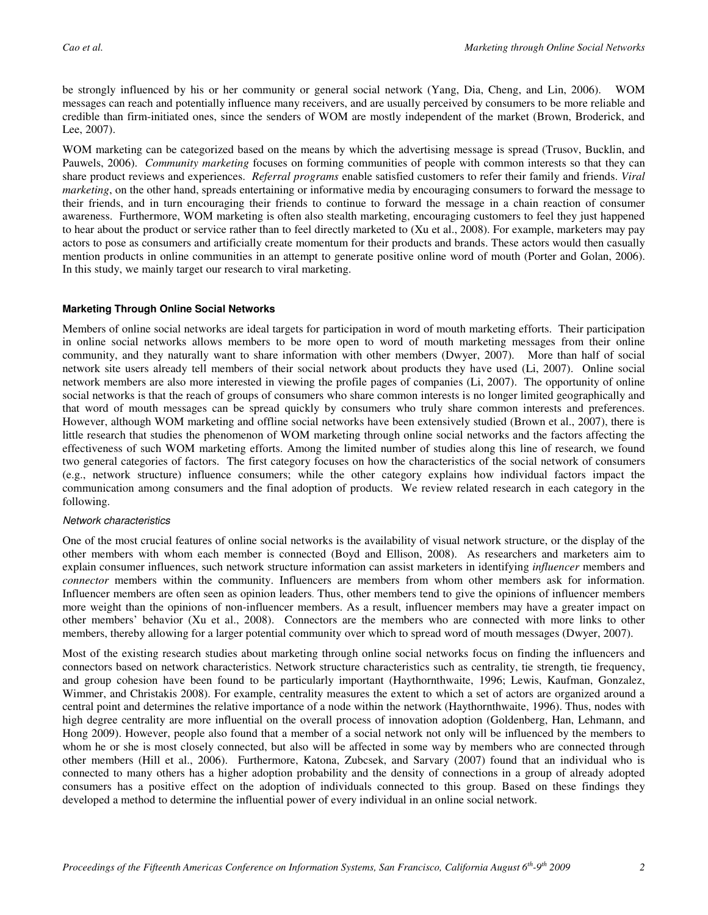be strongly influenced by his or her community or general social network (Yang, Dia, Cheng, and Lin, 2006). WOM messages can reach and potentially influence many receivers, and are usually perceived by consumers to be more reliable and credible than firm-initiated ones, since the senders of WOM are mostly independent of the market (Brown, Broderick, and Lee, 2007).

WOM marketing can be categorized based on the means by which the advertising message is spread (Trusov, Bucklin, and Pauwels, 2006). *Community marketing* focuses on forming communities of people with common interests so that they can share product reviews and experiences. *Referral programs* enable satisfied customers to refer their family and friends. *Viral marketing*, on the other hand, spreads entertaining or informative media by encouraging consumers to forward the message to their friends, and in turn encouraging their friends to continue to forward the message in a chain reaction of consumer awareness. Furthermore, WOM marketing is often also stealth marketing, encouraging customers to feel they just happened to hear about the product or service rather than to feel directly marketed to (Xu et al., 2008). For example, marketers may pay actors to pose as consumers and artificially create momentum for their products and brands. These actors would then casually mention products in online communities in an attempt to generate positive online word of mouth (Porter and Golan, 2006). In this study, we mainly target our research to viral marketing.

### Marketing Through Online Social Networks

Members of online social networks are ideal targets for participation in word of mouth marketing efforts. Their participation in online social networks allows members to be more open to word of mouth marketing messages from their online community, and they naturally want to share information with other members (Dwyer, 2007). More than half of social network site users already tell members of their social network about products they have used (Li, 2007). Online social network members are also more interested in viewing the profile pages of companies (Li, 2007). The opportunity of online social networks is that the reach of groups of consumers who share common interests is no longer limited geographically and that word of mouth messages can be spread quickly by consumers who truly share common interests and preferences. However, although WOM marketing and offline social networks have been extensively studied (Brown et al., 2007), there is little research that studies the phenomenon of WOM marketing through online social networks and the factors affecting the effectiveness of such WOM marketing efforts. Among the limited number of studies along this line of research, we found two general categories of factors. The first category focuses on how the characteristics of the social network of consumers (e.g., network structure) influence consumers; while the other category explains how individual factors impact the communication among consumers and the final adoption of products. We review related research in each category in the following.

#### *Network characteristics*

One of the most crucial features of online social networks is the availability of visual network structure, or the display of the other members with whom each member is connected (Boyd and Ellison, 2008). As researchers and marketers aim to explain consumer influences, such network structure information can assist marketers in identifying *influencer* members and *connector* members within the community. Influencers are members from whom other members ask for information. Influencer members are often seen as opinion leaders. Thus, other members tend to give the opinions of influencer members more weight than the opinions of non-influencer members. As a result, influencer members may have a greater impact on other members' behavior (Xu et al., 2008). Connectors are the members who are connected with more links to other members, thereby allowing for a larger potential community over which to spread word of mouth messages (Dwyer, 2007).

Most of the existing research studies about marketing through online social networks focus on finding the influencers and connectors based on network characteristics. Network structure characteristics such as centrality, tie strength, tie frequency, and group cohesion have been found to be particularly important (Haythornthwaite, 1996; Lewis, Kaufman, Gonzalez, Wimmer, and Christakis 2008). For example, centrality measures the extent to which a set of actors are organized around a central point and determines the relative importance of a node within the network (Haythornthwaite, 1996). Thus, nodes with high degree centrality are more influential on the overall process of innovation adoption (Goldenberg, Han, Lehmann, and Hong 2009). However, people also found that a member of a social network not only will be influenced by the members to whom he or she is most closely connected, but also will be affected in some way by members who are connected through other members (Hill et al., 2006). Furthermore, Katona, Zubcsek, and Sarvary (2007) found that an individual who is connected to many others has a higher adoption probability and the density of connections in a group of already adopted consumers has a positive effect on the adoption of individuals connected to this group. Based on these findings they developed a method to determine the influential power of every individual in an online social network.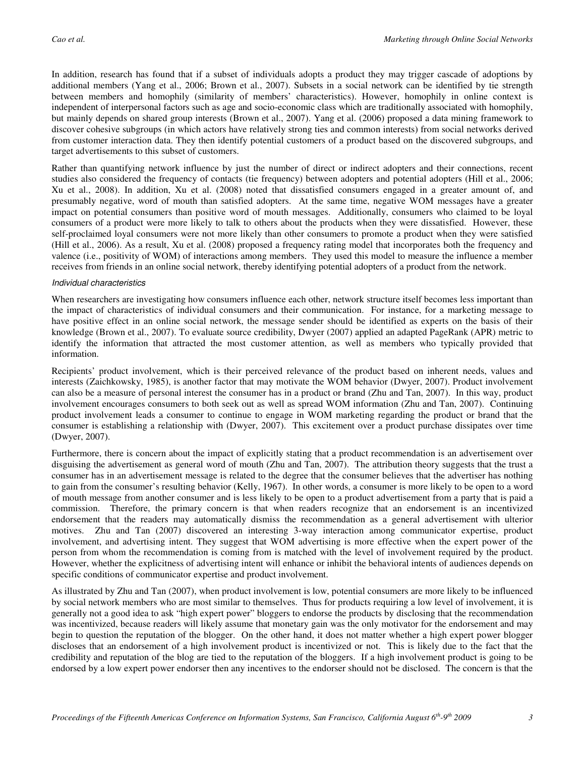In addition, research has found that if a subset of individuals adopts a product they may trigger cascade of adoptions by additional members (Yang et al., 2006; Brown et al., 2007). Subsets in a social network can be identified by tie strength between members and homophily (similarity of members' characteristics). However, homophily in online context is independent of interpersonal factors such as age and socio-economic class which are traditionally associated with homophily, but mainly depends on shared group interests (Brown et al., 2007). Yang et al. (2006) proposed a data mining framework to discover cohesive subgroups (in which actors have relatively strong ties and common interests) from social networks derived from customer interaction data. They then identify potential customers of a product based on the discovered subgroups, and target advertisements to this subset of customers.

Rather than quantifying network influence by just the number of direct or indirect adopters and their connections, recent studies also considered the frequency of contacts (tie frequency) between adopters and potential adopters (Hill et al., 2006; Xu et al., 2008). In addition, Xu et al. (2008) noted that dissatisfied consumers engaged in a greater amount of, and presumably negative, word of mouth than satisfied adopters. At the same time, negative WOM messages have a greater impact on potential consumers than positive word of mouth messages. Additionally, consumers who claimed to be loyal consumers of a product were more likely to talk to others about the products when they were dissatisfied. However, these self-proclaimed loyal consumers were not more likely than other consumers to promote a product when they were satisfied (Hill et al., 2006). As a result, Xu et al. (2008) proposed a frequency rating model that incorporates both the frequency and valence (i.e., positivity of WOM) of interactions among members. They used this model to measure the influence a member receives from friends in an online social network, thereby identifying potential adopters of a product from the network.

#### *Individual characteristics*

When researchers are investigating how consumers influence each other, network structure itself becomes less important than the impact of characteristics of individual consumers and their communication. For instance, for a marketing message to have positive effect in an online social network, the message sender should be identified as experts on the basis of their knowledge (Brown et al., 2007). To evaluate source credibility, Dwyer (2007) applied an adapted PageRank (APR) metric to identify the information that attracted the most customer attention, as well as members who typically provided that information.

Recipients' product involvement, which is their perceived relevance of the product based on inherent needs, values and interests (Zaichkowsky, 1985), is another factor that may motivate the WOM behavior (Dwyer, 2007). Product involvement can also be a measure of personal interest the consumer has in a product or brand (Zhu and Tan, 2007). In this way, product involvement encourages consumers to both seek out as well as spread WOM information (Zhu and Tan, 2007). Continuing product involvement leads a consumer to continue to engage in WOM marketing regarding the product or brand that the consumer is establishing a relationship with (Dwyer, 2007). This excitement over a product purchase dissipates over time (Dwyer, 2007).

Furthermore, there is concern about the impact of explicitly stating that a product recommendation is an advertisement over disguising the advertisement as general word of mouth (Zhu and Tan, 2007). The attribution theory suggests that the trust a consumer has in an advertisement message is related to the degree that the consumer believes that the advertiser has nothing to gain from the consumer's resulting behavior (Kelly, 1967). In other words, a consumer is more likely to be open to a word of mouth message from another consumer and is less likely to be open to a product advertisement from a party that is paid a commission. Therefore, the primary concern is that when readers recognize that an endorsement is an incentivized endorsement that the readers may automatically dismiss the recommendation as a general advertisement with ulterior motives. Zhu and Tan (2007) discovered an interesting 3-way interaction among communicator expertise, product involvement, and advertising intent. They suggest that WOM advertising is more effective when the expert power of the person from whom the recommendation is coming from is matched with the level of involvement required by the product. However, whether the explicitness of advertising intent will enhance or inhibit the behavioral intents of audiences depends on specific conditions of communicator expertise and product involvement.

As illustrated by Zhu and Tan (2007), when product involvement is low, potential consumers are more likely to be influenced by social network members who are most similar to themselves. Thus for products requiring a low level of involvement, it is generally not a good idea to ask "high expert power" bloggers to endorse the products by disclosing that the recommendation was incentivized, because readers will likely assume that monetary gain was the only motivator for the endorsement and may begin to question the reputation of the blogger. On the other hand, it does not matter whether a high expert power blogger discloses that an endorsement of a high involvement product is incentivized or not. This is likely due to the fact that the credibility and reputation of the blog are tied to the reputation of the bloggers. If a high involvement product is going to be endorsed by a low expert power endorser then any incentives to the endorser should not be disclosed. The concern is that the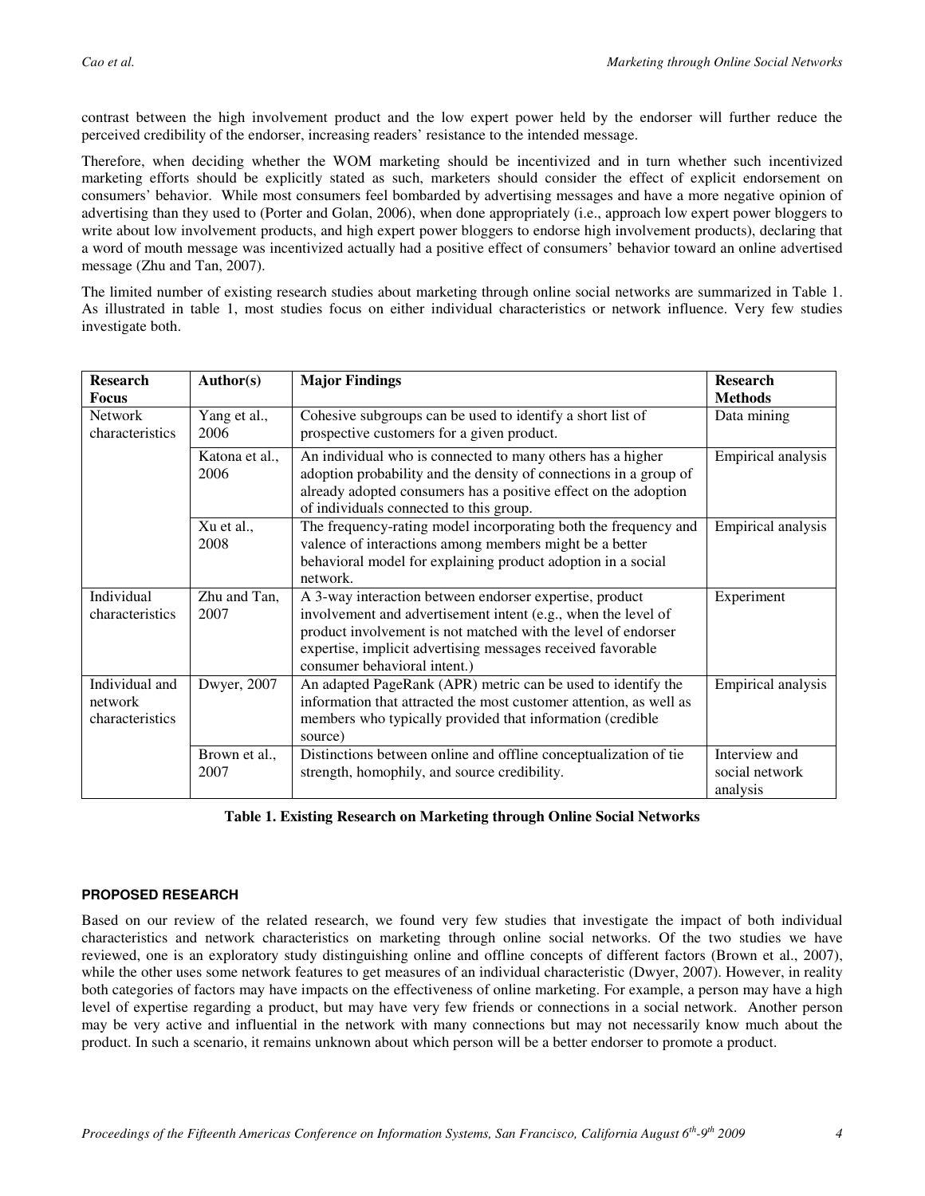contrast between the high involvement product and the low expert power held by the endorser will further reduce the perceived credibility of the endorser, increasing readers' resistance to the intended message.

Therefore, when deciding whether the WOM marketing should be incentivized and in turn whether such incentivized marketing efforts should be explicitly stated as such, marketers should consider the effect of explicit endorsement on consumers' behavior. While most consumers feel bombarded by advertising messages and have a more negative opinion of advertising than they used to (Porter and Golan, 2006), when done appropriately (i.e., approach low expert power bloggers to write about low involvement products, and high expert power bloggers to endorse high involvement products), declaring that a word of mouth message was incentivized actually had a positive effect of consumers' behavior toward an online advertised message (Zhu and Tan, 2007).

The limited number of existing research studies about marketing through online social networks are summarized in Table 1. As illustrated in table 1, most studies focus on either individual characteristics or network influence. Very few studies investigate both.

| Research Focus | Author(s) | Major Findings | Research Methods |
|---|---|---|---|
| Network characteristics | Yang et al., 2006 | Cohesive subgroups can be used to identify a short list of prospective customers for a given product. | Data mining |
| | Katona et al., 2006 | An individual who is connected to many others has a higher adoption probability and the density of connections in a group of already adopted consumers has a positive effect on the adoption of individuals connected to this group. | Empirical analysis |
| | Xu et al., 2008 | The frequency-rating model incorporating both the frequency and valence of interactions among members might be a better behavioral model for explaining product adoption in a social network. | Empirical analysis |
| Individual characteristics | Zhu and Tan, 2007 | A 3-way interaction between endorser expertise, product involvement and advertisement intent (e.g., when the level of product involvement is not matched with the level of endorser expertise, implicit advertising messages received favorable consumer behavioral intent.) | Experiment |
| Individual and network characteristics | Dwyer, 2007 | An adapted PageRank (APR) metric can be used to identify the information that attracted the most customer attention, as well as members who typically provided that information (credible source) | Empirical analysis |
| | Brown et al., 2007 | Distinctions between online and offline conceptualization of tie strength, homophily, and source credibility. | Interview and social network analysis |

**Table 1. Existing Research on Marketing through Online Social Networks**

## PROPOSED RESEARCH

Based on our review of the related research, we found very few studies that investigate the impact of both individual characteristics and network characteristics on marketing through online social networks. Of the two studies we have reviewed, one is an exploratory study distinguishing online and offline concepts of different factors (Brown et al., 2007), while the other uses some network features to get measures of an individual characteristic (Dwyer, 2007). However, in reality both categories of factors may have impacts on the effectiveness of online marketing. For example, a person may have a high level of expertise regarding a product, but may have very few friends or connections in a social network. Another person may be very active and influential in the network with many connections but may not necessarily know much about the product. In such a scenario, it remains unknown about which person will be a better endorser to promote a product.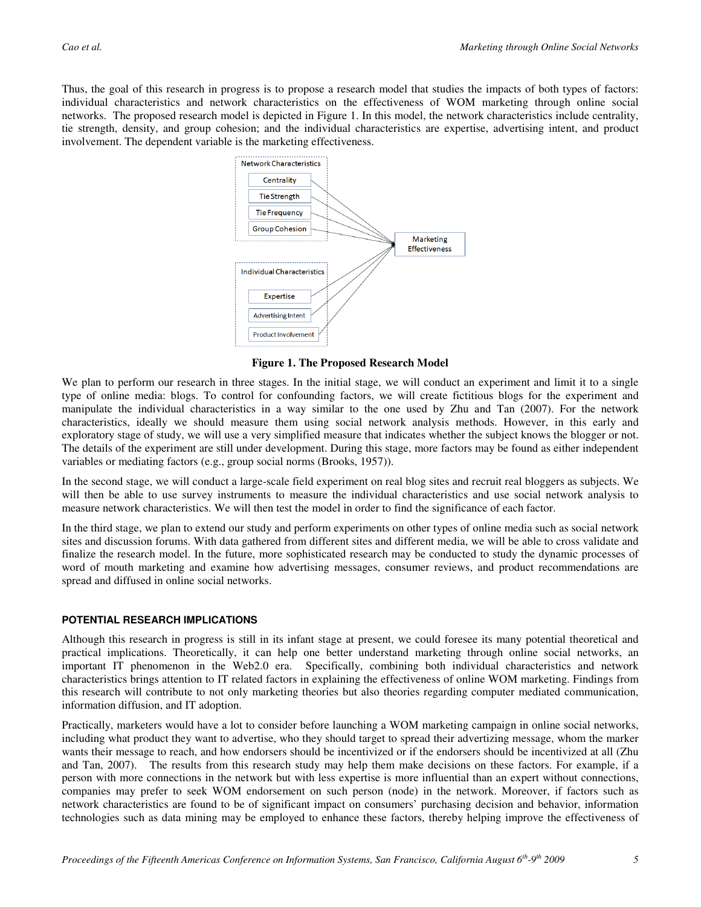Thus, the goal of this research in progress is to propose a research model that studies the impacts of both types of factors: individual characteristics and network characteristics on the effectiveness of WOM marketing through online social networks. The proposed research model is depicted in Figure 1. In this model, the network characteristics include centrality, tie strength, density, and group cohesion; and the individual characteristics are expertise, advertising intent, and product involvement. The dependent variable is the marketing effectiveness.

Network Characteristics: Centrality, Tie Strength, Tie Frequency, Group Cohesion

Individual Characteristics: Expertise, Advertising Intent, Product Involvement

Marketing Effectiveness

**Figure 1. The Proposed Research Model**

We plan to perform our research in three stages. In the initial stage, we will conduct an experiment and limit it to a single type of online media: blogs. To control for confounding factors, we will create fictitious blogs for the experiment and manipulate the individual characteristics in a way similar to the one used by Zhu and Tan (2007). For the network characteristics, ideally we should measure them using social network analysis methods. However, in this early and exploratory stage of study, we will use a very simplified measure that indicates whether the subject knows the blogger or not. The details of the experiment are still under development. During this stage, more factors may be found as either independent variables or mediating factors (e.g., group social norms (Brooks, 1957)).

In the second stage, we will conduct a large-scale field experiment on real blog sites and recruit real bloggers as subjects. We will then be able to use survey instruments to measure the individual characteristics and use social network analysis to measure network characteristics. We will then test the model in order to find the significance of each factor.

In the third stage, we plan to extend our study and perform experiments on other types of online media such as social network sites and discussion forums. With data gathered from different sites and different media, we will be able to cross validate and finalize the research model. In the future, more sophisticated research may be conducted to study the dynamic processes of word of mouth marketing and examine how advertising messages, consumer reviews, and product recommendations are spread and diffused in online social networks.

## POTENTIAL RESEARCH IMPLICATIONS

Although this research in progress is still in its infant stage at present, we could foresee its many potential theoretical and practical implications. Theoretically, it can help one better understand marketing through online social networks, an important IT phenomenon in the Web2.0 era. Specifically, combining both individual characteristics and network characteristics brings attention to IT related factors in explaining the effectiveness of online WOM marketing. Findings from this research will contribute to not only marketing theories but also theories regarding computer mediated communication, information diffusion, and IT adoption.

Practically, marketers would have a lot to consider before launching a WOM marketing campaign in online social networks, including what product they want to advertise, who they should target to spread their advertizing message, whom the marker wants their message to reach, and how endorsers should be incentivized or if the endorsers should be incentivized at all (Zhu and Tan, 2007). The results from this research study may help them make decisions on these factors. For example, if a person with more connections in the network but with less expertise is more influential than an expert without connections, companies may prefer to seek WOM endorsement on such person (node) in the network. Moreover, if factors such as network characteristics are found to be of significant impact on consumers' purchasing decision and behavior, information technologies such as data mining may be employed to enhance these factors, thereby helping improve the effectiveness of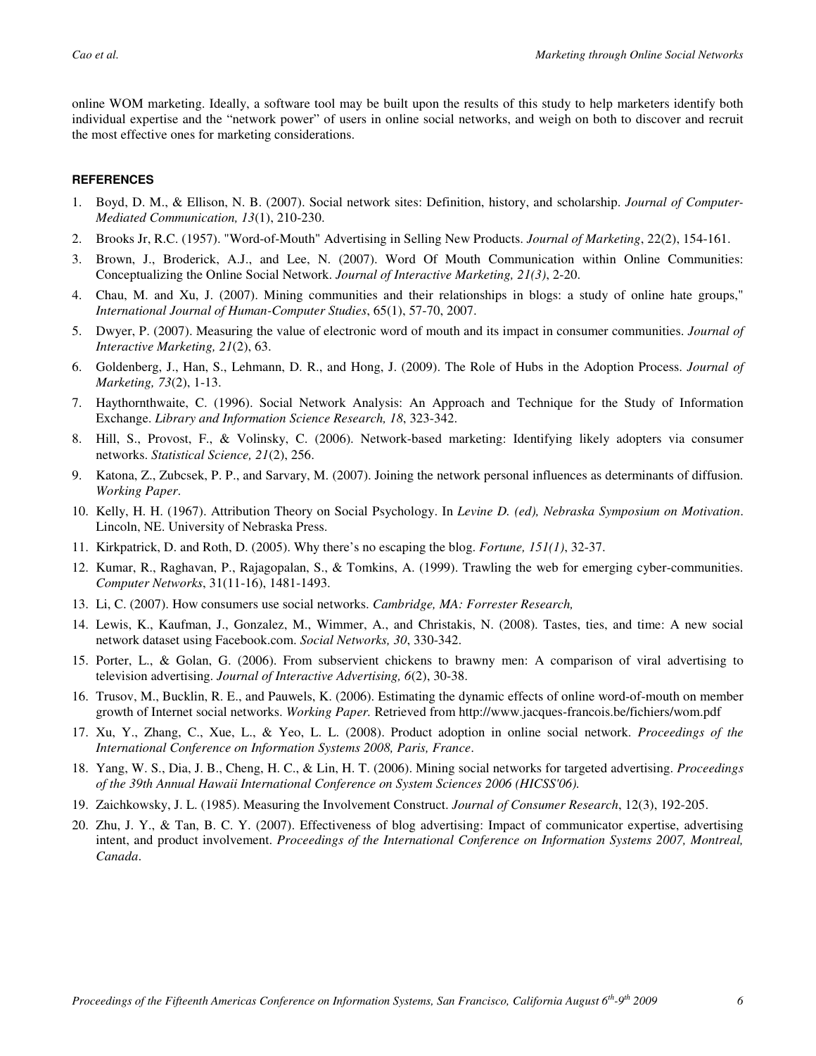online WOM marketing. Ideally, a software tool may be built upon the results of this study to help marketers identify both individual expertise and the "network power" of users in online social networks, and weigh on both to discover and recruit the most effective ones for marketing considerations.

## REFERENCES

1. Boyd, D. M., & Ellison, N. B. (2007). Social network sites: Definition, history, and scholarship. *Journal of Computer-Mediated Communication, 13*(1), 210-230.
2. Brooks Jr, R.C. (1957). "Word-of-Mouth" Advertising in Selling New Products. *Journal of Marketing*, 22(2), 154-161.
3. Brown, J., Broderick, A.J., and Lee, N. (2007). Word Of Mouth Communication within Online Communities: Conceptualizing the Online Social Network. *Journal of Interactive Marketing, 21(3)*, 2-20.
4. Chau, M. and Xu, J. (2007). Mining communities and their relationships in blogs: a study of online hate groups," *International Journal of Human-Computer Studies*, 65(1), 57-70, 2007.
5. Dwyer, P. (2007). Measuring the value of electronic word of mouth and its impact in consumer communities. *Journal of Interactive Marketing, 21*(2), 63.
6. Goldenberg, J., Han, S., Lehmann, D. R., and Hong, J. (2009). The Role of Hubs in the Adoption Process. *Journal of Marketing, 73*(2), 1-13.
7. Haythornthwaite, C. (1996). Social Network Analysis: An Approach and Technique for the Study of Information Exchange. *Library and Information Science Research, 18*, 323-342.
8. Hill, S., Provost, F., & Volinsky, C. (2006). Network-based marketing: Identifying likely adopters via consumer networks. *Statistical Science, 21*(2), 256.
9. Katona, Z., Zubcsek, P. P., and Sarvary, M. (2007). Joining the network personal influences as determinants of diffusion. *Working Paper*.
10. Kelly, H. H. (1967). Attribution Theory on Social Psychology. In *Levine D. (ed), Nebraska Symposium on Motivation*. Lincoln, NE. University of Nebraska Press.
11. Kirkpatrick, D. and Roth, D. (2005). Why there's no escaping the blog. *Fortune, 151(1)*, 32-37.
12. Kumar, R., Raghavan, P., Rajagopalan, S., & Tomkins, A. (1999). Trawling the web for emerging cyber-communities. *Computer Networks*, 31(11-16), 1481-1493.
13. Li, C. (2007). How consumers use social networks. *Cambridge, MA: Forrester Research,*
14. Lewis, K., Kaufman, J., Gonzalez, M., Wimmer, A., and Christakis, N. (2008). Tastes, ties, and time: A new social network dataset using Facebook.com. *Social Networks, 30*, 330-342.
15. Porter, L., & Golan, G. (2006). From subservient chickens to brawny men: A comparison of viral advertising to television advertising. *Journal of Interactive Advertising, 6*(2), 30-38.
16. Trusov, M., Bucklin, R. E., and Pauwels, K. (2006). Estimating the dynamic effects of online word-of-mouth on member growth of Internet social networks. *Working Paper.* Retrieved from http://www.jacques-francois.be/fichiers/wom.pdf
17. Xu, Y., Zhang, C., Xue, L., & Yeo, L. L. (2008). Product adoption in online social network. *Proceedings of the International Conference on Information Systems 2008, Paris, France*.
18. Yang, W. S., Dia, J. B., Cheng, H. C., & Lin, H. T. (2006). Mining social networks for targeted advertising. *Proceedings of the 39th Annual Hawaii International Conference on System Sciences 2006 (HICSS'06).*
19. Zaichkowsky, J. L. (1985). Measuring the Involvement Construct. *Journal of Consumer Research*, 12(3), 192-205.
20. Zhu, J. Y., & Tan, B. C. Y. (2007). Effectiveness of blog advertising: Impact of communicator expertise, advertising intent, and product involvement. *Proceedings of the International Conference on Information Systems 2007, Montreal, Canada*.